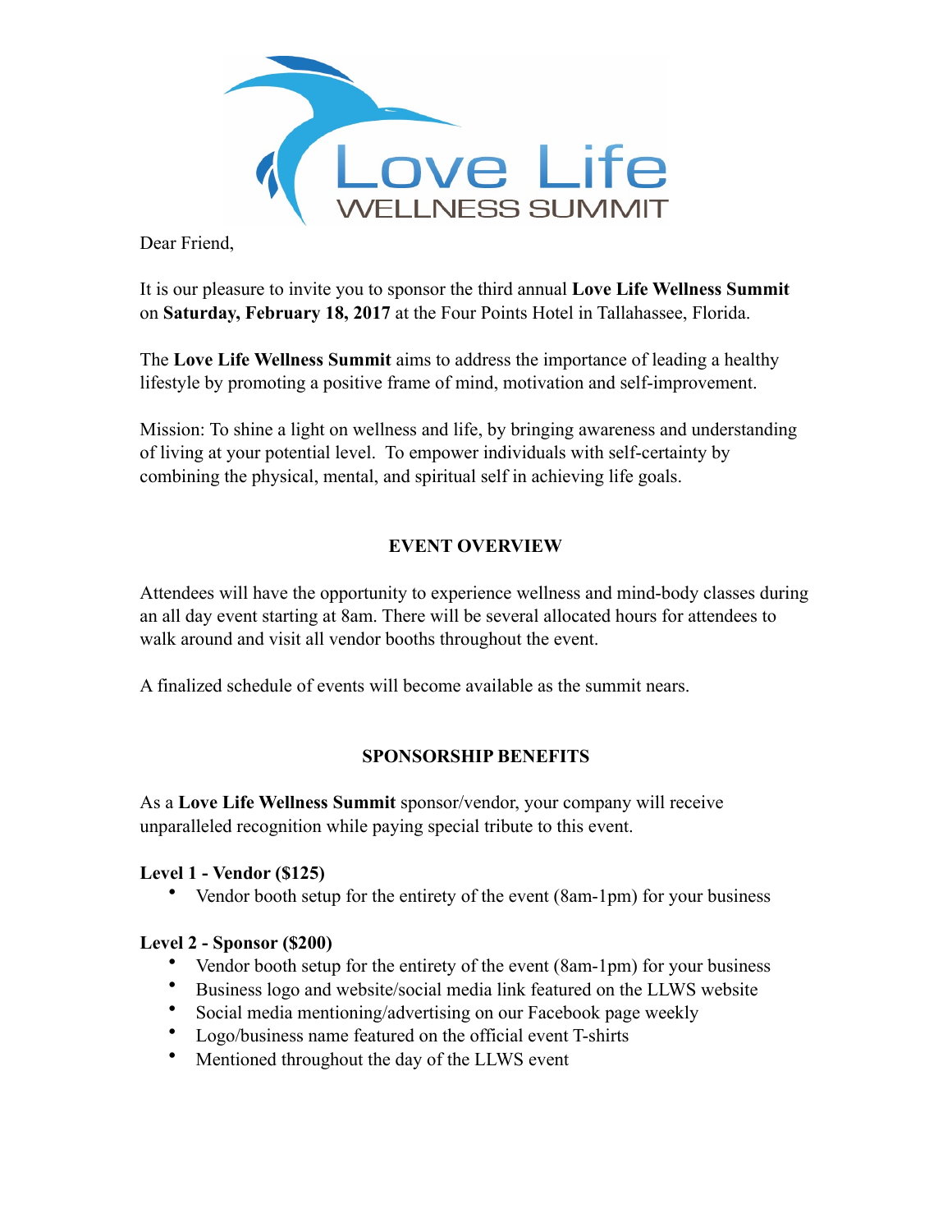Love Life WELLNESS SUMMIT

Dear Friend,

It is our pleasure to invite you to sponsor the third annual **Love Life Wellness Summit** on **Saturday, February 18, 2017** at the Four Points Hotel in Tallahassee, Florida.

The **Love Life Wellness Summit** aims to address the importance of leading a healthy lifestyle by promoting a positive frame of mind, motivation and self-improvement.

Mission: To shine a light on wellness and life, by bringing awareness and understanding of living at your potential level. To empower individuals with self-certainty by combining the physical, mental, and spiritual self in achieving life goals.

## EVENT OVERVIEW

Attendees will have the opportunity to experience wellness and mind-body classes during an all day event starting at 8am. There will be several allocated hours for attendees to walk around and visit all vendor booths throughout the event.

A finalized schedule of events will become available as the summit nears.

## SPONSORSHIP BENEFITS

As a **Love Life Wellness Summit** sponsor/vendor, your company will receive unparalleled recognition while paying special tribute to this event.

**Level 1 - Vendor ($125)**

- Vendor booth setup for the entirety of the event (8am-1pm) for your business

**Level 2 - Sponsor ($200)**

- Vendor booth setup for the entirety of the event (8am-1pm) for your business
- Business logo and website/social media link featured on the LLWS website
- Social media mentioning/advertising on our Facebook page weekly
- Logo/business name featured on the official event T-shirts
- Mentioned throughout the day of the LLWS event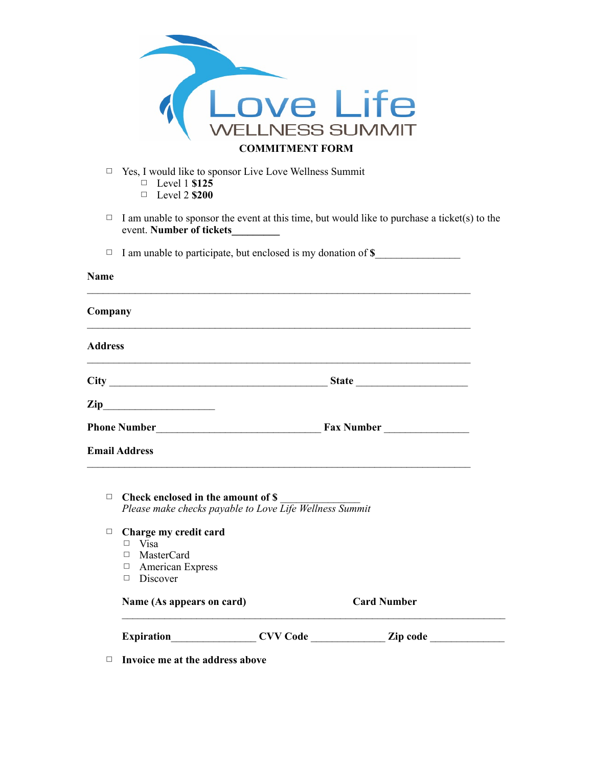Love Life
WELLNESS SUMMIT

**COMMITMENT FORM**

- ☐ Yes, I would like to sponsor Live Love Wellness Summit
  - ☐ Level 1 **$125**
  - ☐ Level 2 **$200**

- ☐ I am unable to sponsor the event at this time, but would like to purchase a ticket(s) to the event. **Number of tickets_________**

- ☐ I am unable to participate, but enclosed is my donation of **$**_______________

**Name**

___________________________________________________________________________

**Company**

___________________________________________________________________________

**Address**

___________________________________________________________________________

**City** ___________________________________________ **State** ______________________

**Zip**______________________

**Phone Number**________________________________ **Fax Number** ________________

**Email Address**

___________________________________________________________________________

- ☐ **Check enclosed in the amount of $** _______________
  *Please make checks payable to Love Life Wellness Summit*

- ☐ **Charge my credit card**
  - ☐ Visa
  - ☐ MasterCard
  - ☐ American Express
  - ☐ Discover

  **Name (As appears on card)** **Card Number**

  ___________________________________________________________________________

  **Expiration**________________ **CVV Code** ______________ **Zip code** ______________

- ☐ **Invoice me at the address above**